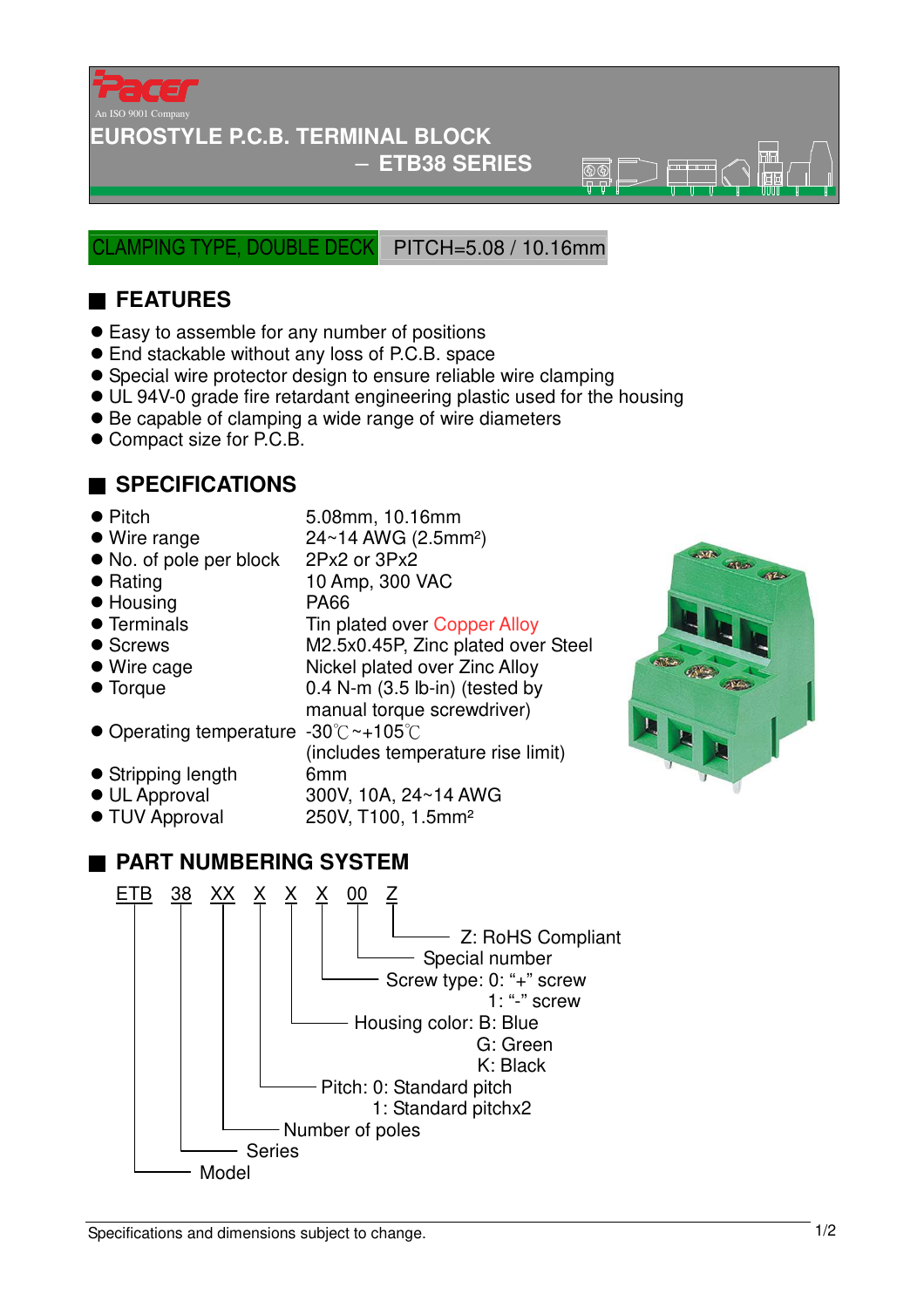Pacer

An ISO 9001 Company

# EUROSTYLE P.C.B. TERMINAL BLOCK

## – ETB38 SERIES

CLAMPING TYPE, DOUBLE DECK PITCH=5.08 / 10.16mm

## ■ FEATURES

- Easy to assemble for any number of positions
- End stackable without any loss of P.C.B. space
- Special wire protector design to ensure reliable wire clamping
- UL 94V-0 grade fire retardant engineering plastic used for the housing
- Be capable of clamping a wide range of wire diameters
- Compact size for P.C.B.

## ■ SPECIFICATIONS

| | |
|---|---|
| Pitch | 5.08mm, 10.16mm |
| Wire range | 24~14 AWG (2.5mm²) |
| No. of pole per block | 2Px2 or 3Px2 |
| Rating | 10 Amp, 300 VAC |
| Housing | PA66 |
| Terminals | Tin plated over Copper Alloy |
| Screws | M2.5x0.45P, Zinc plated over Steel |
| Wire cage | Nickel plated over Zinc Alloy |
| Torque | 0.4 N-m (3.5 lb-in) (tested by manual torque screwdriver) |
| Operating temperature | -30℃~+105℃ (includes temperature rise limit) |
| Stripping length | 6mm |
| UL Approval | 300V, 10A, 24~14 AWG |
| TUV Approval | 250V, T100, 1.5mm² |

## ■ PART NUMBERING SYSTEM

ETB 38 XX X X X 00 Z

- Z: RoHS Compliant
- 00: Special number
- X: Screw type: 0: "+" screw
  1: "-" screw
- X: Housing color: B: Blue
  G: Green
  K: Black
- X: Pitch: 0: Standard pitch
  1: Standard pitchx2
- XX: Number of poles
- 38: Series
- ETB: Model

Specifications and dimensions subject to change.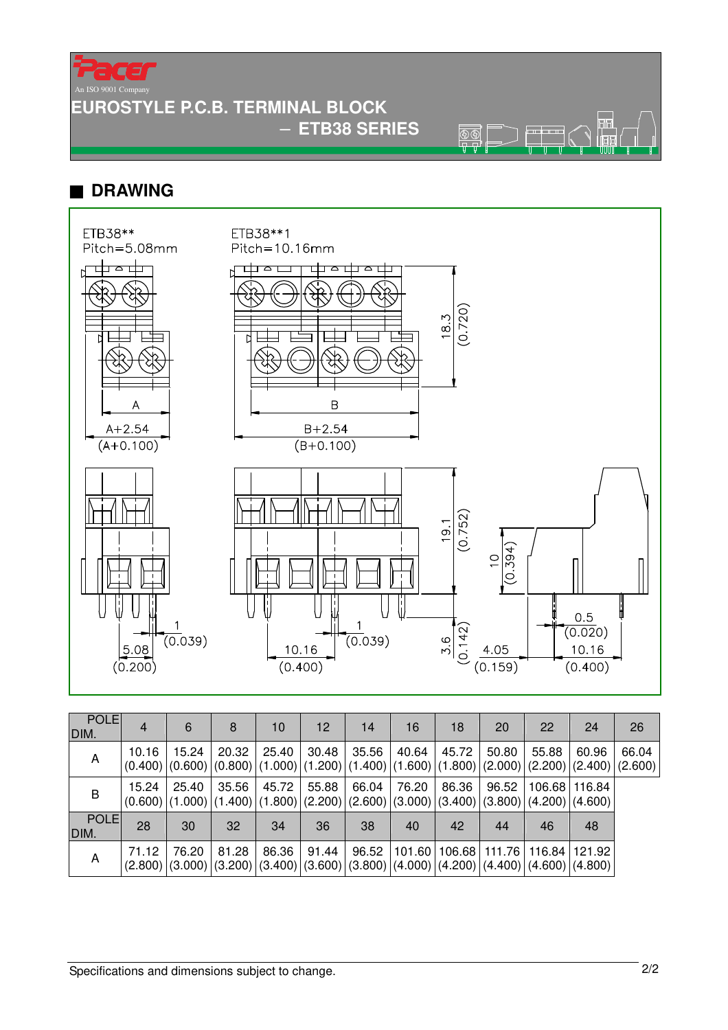Pacer
An ISO 9001 Company

# EUROSTYLE P.C.B. TERMINAL BLOCK
## – ETB38 SERIES

## DRAWING

ETB38**
Pitch=5.08mm

ETB38**1
Pitch=10.16mm

A
A+2.54
(A+0.100)

B
B+2.54
(B+0.100)

18.3
(0.720)

19.1
(0.752)

10
(0.394)

1
(0.039)

5.08
(0.200)

1
(0.039)

10.16
(0.400)

3.6
(0.142)

4.05
(0.159)

0.5
(0.020)

10.16
(0.400)

| POLE DIM. | 4 | 6 | 8 | 10 | 12 | 14 | 16 | 18 | 20 | 22 | 24 | 26 |
|---|---|---|---|---|---|---|---|---|---|---|---|---|
| A | 10.16 (0.400) | 15.24 (0.600) | 20.32 (0.800) | 25.40 (1.000) | 30.48 (1.200) | 35.56 (1.400) | 40.64 (1.600) | 45.72 (1.800) | 50.80 (2.000) | 55.88 (2.200) | 60.96 (2.400) | 66.04 (2.600) |
| B | 15.24 (0.600) | 25.40 (1.000) | 35.56 (1.400) | 45.72 (1.800) | 55.88 (2.200) | 66.04 (2.600) | 76.20 (3.000) | 86.36 (3.400) | 96.52 (3.800) | 106.68 (4.200) | 116.84 (4.600) | |
| POLE DIM. | 28 | 30 | 32 | 34 | 36 | 38 | 40 | 42 | 44 | 46 | 48 | |
| A | 71.12 (2.800) | 76.20 (3.000) | 81.28 (3.200) | 86.36 (3.400) | 91.44 (3.600) | 96.52 (3.800) | 101.60 (4.000) | 106.68 (4.200) | 111.76 (4.400) | 116.84 (4.600) | 121.92 (4.800) | |

Specifications and dimensions subject to change.